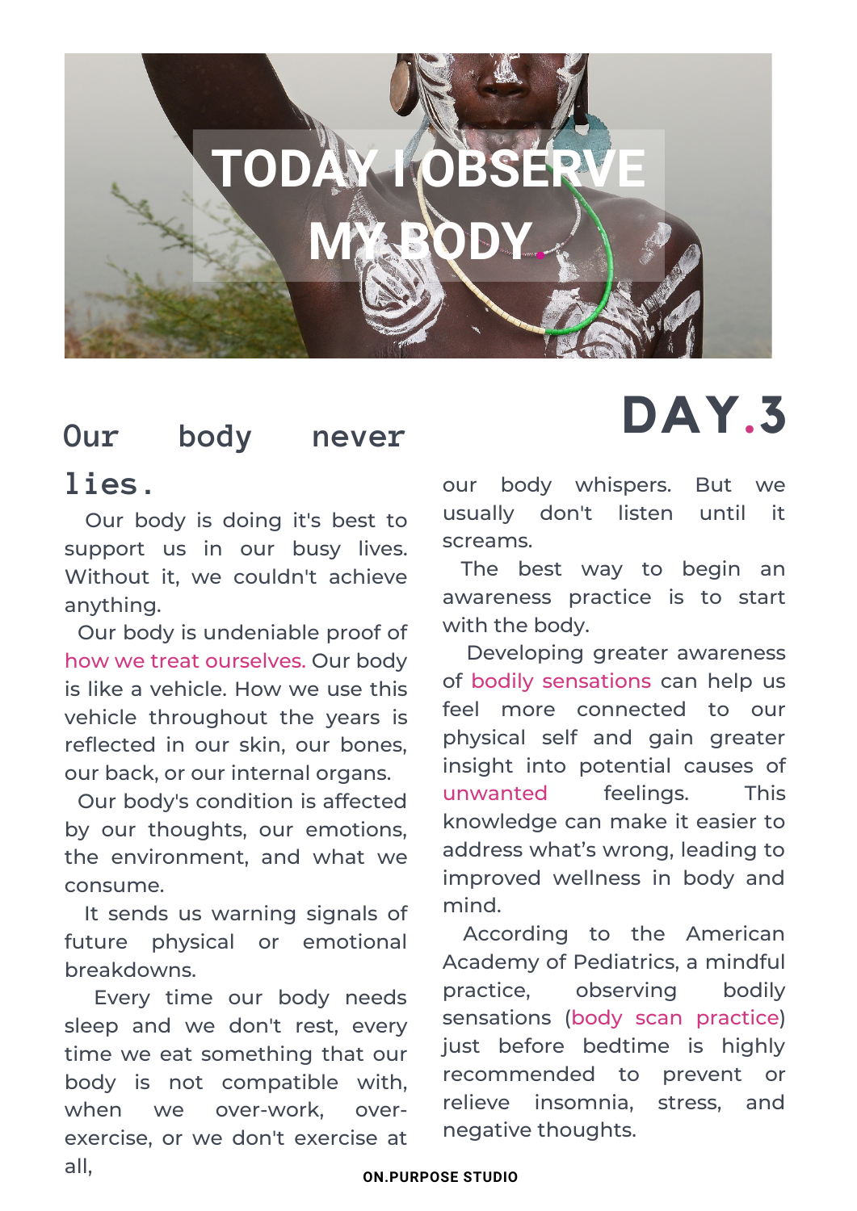# TODAY I OBSERVE MY BODY.

# DAY.3

## Our body never lies.

Our body is doing it's best to support us in our busy lives. Without it, we couldn't achieve anything.

Our body is undeniable proof of how we treat ourselves. Our body is like a vehicle. How we use this vehicle throughout the years is reflected in our skin, our bones, our back, or our internal organs.

Our body's condition is affected by our thoughts, our emotions, the environment, and what we consume.

It sends us warning signals of future physical or emotional breakdowns.

Every time our body needs sleep and we don't rest, every time we eat something that our body is not compatible with, when we over-work, over-exercise, or we don't exercise at all, our body whispers. But we usually don't listen until it screams.

The best way to begin an awareness practice is to start with the body.

Developing greater awareness of bodily sensations can help us feel more connected to our physical self and gain greater insight into potential causes of unwanted feelings. This knowledge can make it easier to address what's wrong, leading to improved wellness in body and mind.

According to the American Academy of Pediatrics, a mindful practice, observing bodily sensations (body scan practice) just before bedtime is highly recommended to prevent or relieve insomnia, stress, and negative thoughts.

ON.PURPOSE STUDIO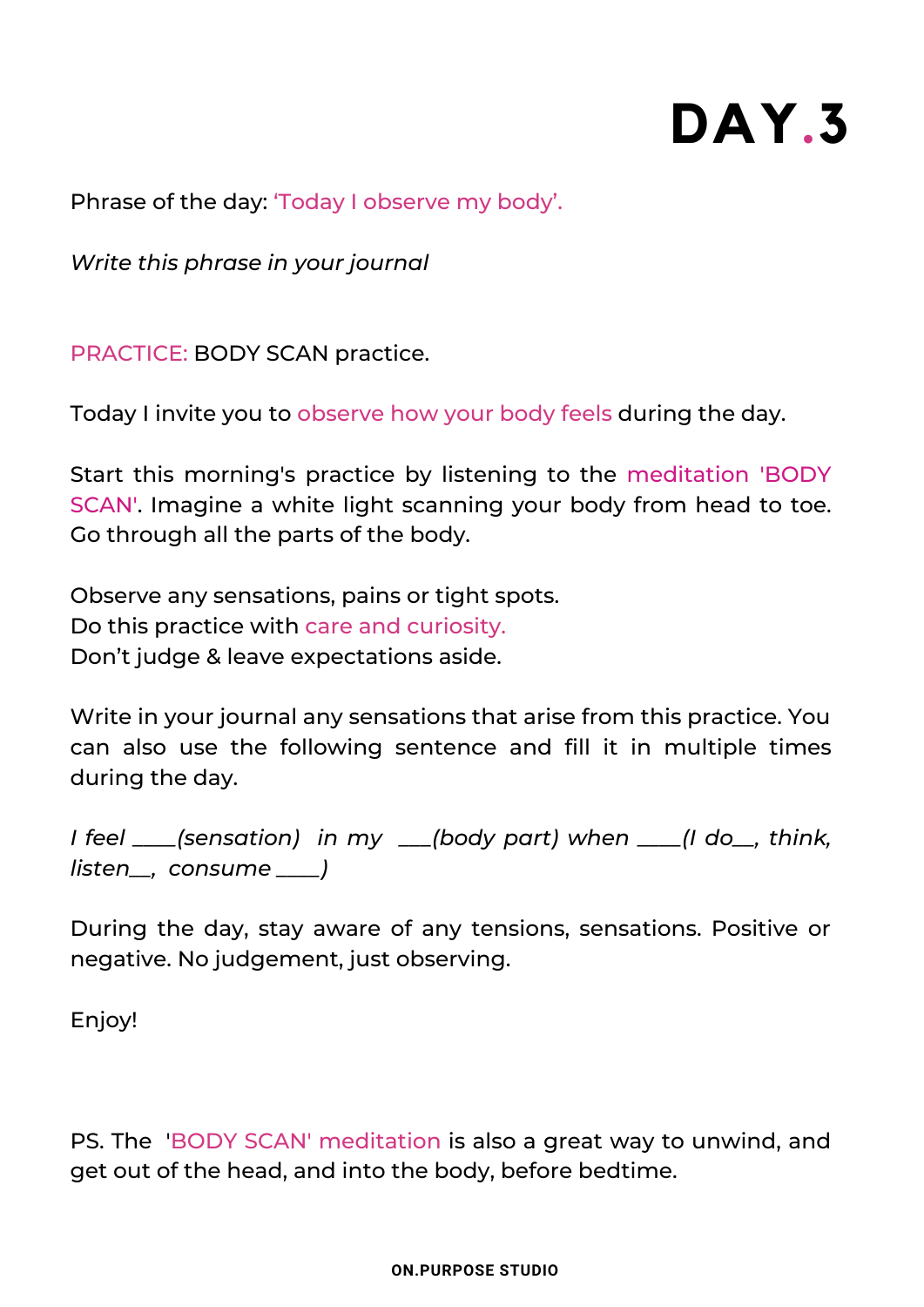# DAY.3

Phrase of the day: 'Today I observe my body'.

*Write this phrase in your journal*

PRACTICE: BODY SCAN practice.

Today I invite you to observe how your body feels during the day.

Start this morning's practice by listening to the meditation 'BODY SCAN'. Imagine a white light scanning your body from head to toe. Go through all the parts of the body.

Observe any sensations, pains or tight spots.
Do this practice with care and curiosity.
Don't judge & leave expectations aside.

Write in your journal any sensations that arise from this practice. You can also use the following sentence and fill it in multiple times during the day.

*I feel ____(sensation) in my ___(body part) when ____(I do__, think, listen__, consume ____)*

During the day, stay aware of any tensions, sensations. Positive or negative. No judgement, just observing.

Enjoy!

PS. The 'BODY SCAN' meditation is also a great way to unwind, and get out of the head, and into the body, before bedtime.